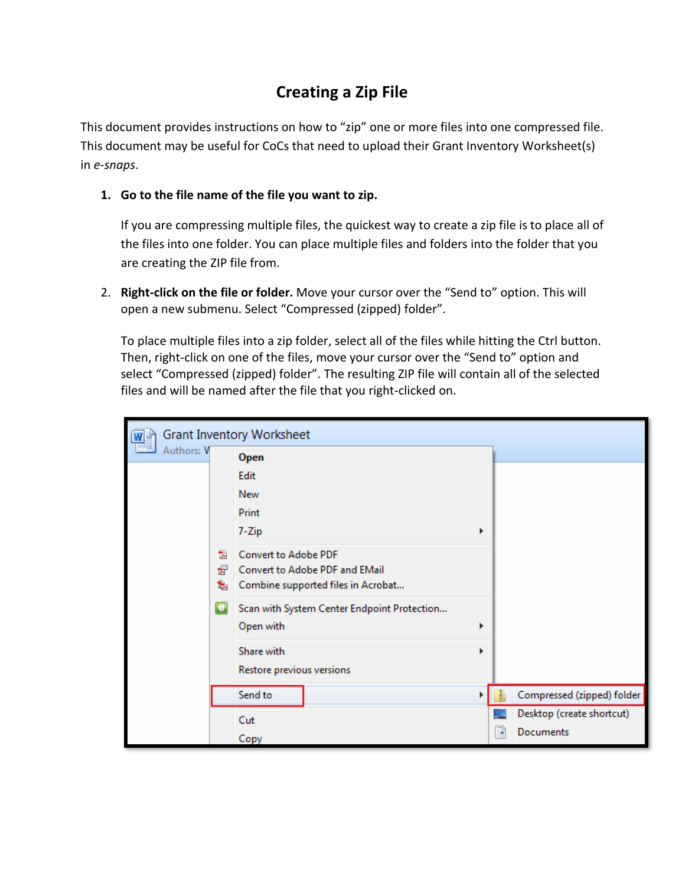# Creating a Zip File

This document provides instructions on how to "zip" one or more files into one compressed file. This document may be useful for CoCs that need to upload their Grant Inventory Worksheet(s) in *e-snaps*.

1. **Go to the file name of the file you want to zip.**

   If you are compressing multiple files, the quickest way to create a zip file is to place all of the files into one folder. You can place multiple files and folders into the folder that you are creating the ZIP file from.

2. **Right-click on the file or folder.** Move your cursor over the "Send to" option. This will open a new submenu. Select "Compressed (zipped) folder".

   To place multiple files into a zip folder, select all of the files while hitting the Ctrl button. Then, right-click on one of the files, move your cursor over the "Send to" option and select "Compressed (zipped) folder". The resulting ZIP file will contain all of the selected files and will be named after the file that you right-clicked on.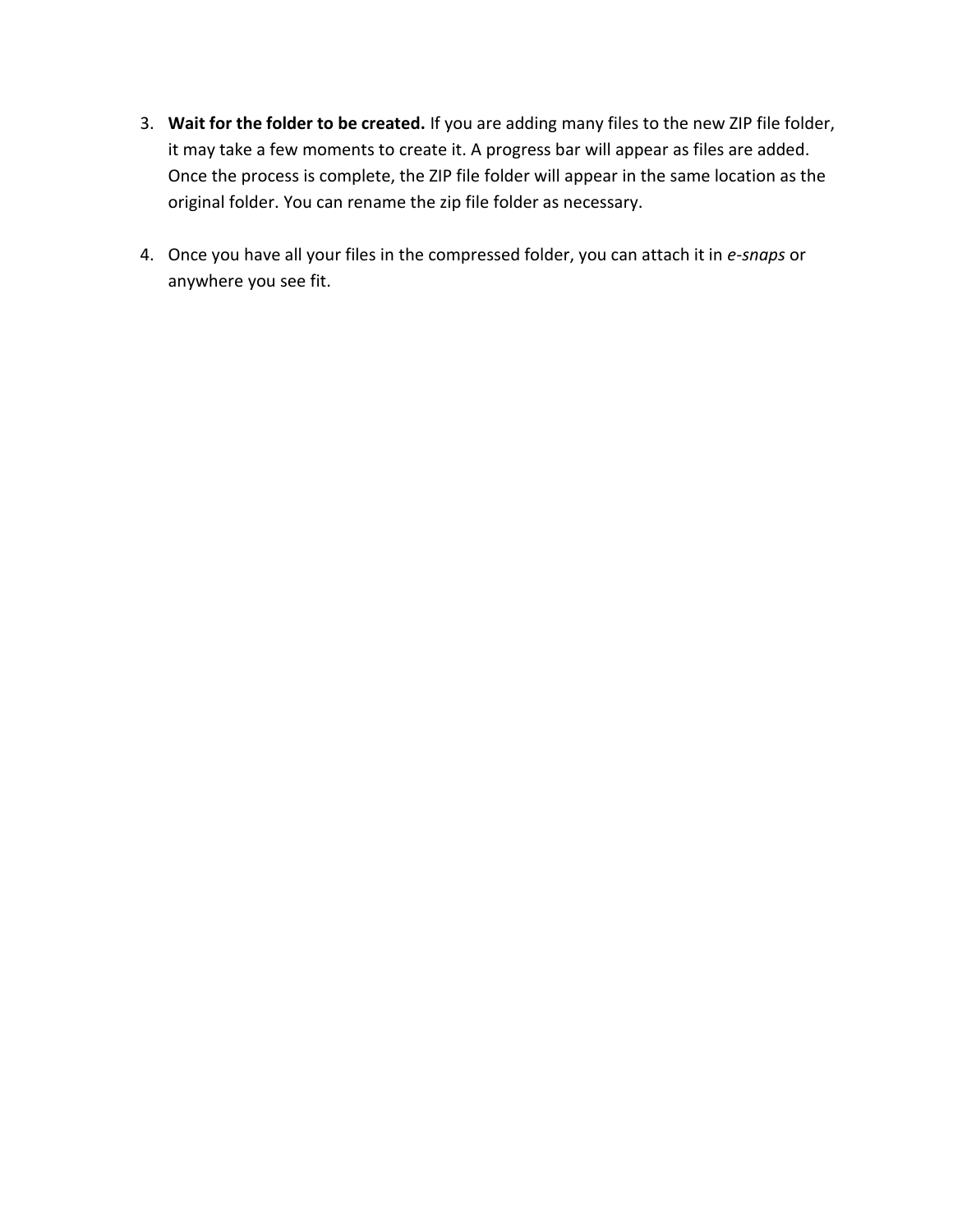3. **Wait for the folder to be created.** If you are adding many files to the new ZIP file folder, it may take a few moments to create it. A progress bar will appear as files are added. Once the process is complete, the ZIP file folder will appear in the same location as the original folder. You can rename the zip file folder as necessary.

4. Once you have all your files in the compressed folder, you can attach it in *e-snaps* or anywhere you see fit.